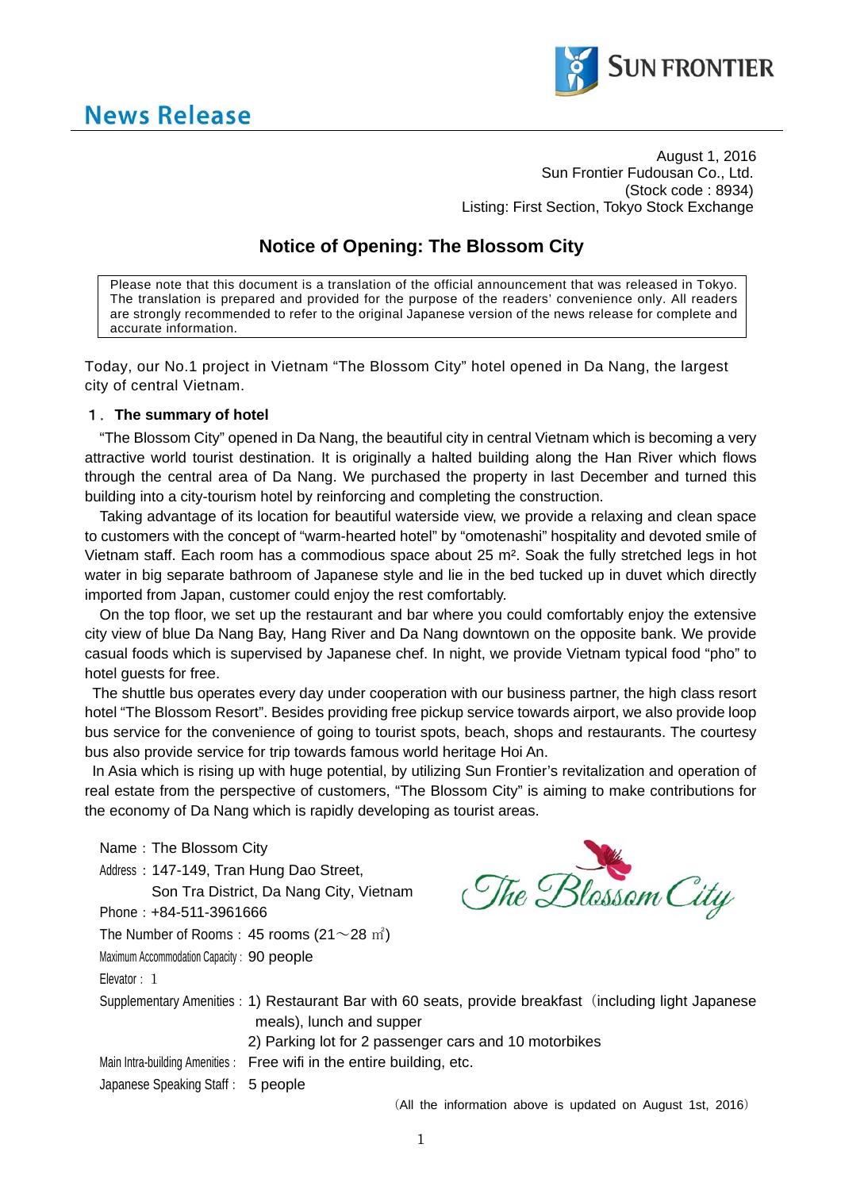**News Release**

August 1, 2016
Sun Frontier Fudousan Co., Ltd.
(Stock code : 8934)
Listing: First Section, Tokyo Stock Exchange

# Notice of Opening: The Blossom City

> Please note that this document is a translation of the official announcement that was released in Tokyo. The translation is prepared and provided for the purpose of the readers' convenience only. All readers are strongly recommended to refer to the original Japanese version of the news release for complete and accurate information.

Today, our No.1 project in Vietnam "The Blossom City" hotel opened in Da Nang, the largest city of central Vietnam.

## １．The summary of hotel

"The Blossom City" opened in Da Nang, the beautiful city in central Vietnam which is becoming a very attractive world tourist destination. It is originally a halted building along the Han River which flows through the central area of Da Nang. We purchased the property in last December and turned this building into a city-tourism hotel by reinforcing and completing the construction.

Taking advantage of its location for beautiful waterside view, we provide a relaxing and clean space to customers with the concept of "warm-hearted hotel" by "omotenashi" hospitality and devoted smile of Vietnam staff. Each room has a commodious space about 25 m². Soak the fully stretched legs in hot water in big separate bathroom of Japanese style and lie in the bed tucked up in duvet which directly imported from Japan, customer could enjoy the rest comfortably.

On the top floor, we set up the restaurant and bar where you could comfortably enjoy the extensive city view of blue Da Nang Bay, Hang River and Da Nang downtown on the opposite bank. We provide casual foods which is supervised by Japanese chef. In night, we provide Vietnam typical food "pho" to hotel guests for free.

The shuttle bus operates every day under cooperation with our business partner, the high class resort hotel "The Blossom Resort". Besides providing free pickup service towards airport, we also provide loop bus service for the convenience of going to tourist spots, beach, shops and restaurants. The courtesy bus also provide service for trip towards famous world heritage Hoi An.

In Asia which is rising up with huge potential, by utilizing Sun Frontier's revitalization and operation of real estate from the perspective of customers, "The Blossom City" is aiming to make contributions for the economy of Da Nang which is rapidly developing as tourist areas.

Name：The Blossom City
Address：147-149, Tran Hung Dao Street,
　　Son Tra District, Da Nang City, Vietnam
Phone：+84-511-3961666
The Number of Rooms： 45 rooms (21～28 ㎡)
Maximum Accommodation Capacity： 90 people
Elevator： 1
Supplementary Amenities： 1) Restaurant Bar with 60 seats, provide breakfast（including light Japanese meals), lunch and supper
　　2) Parking lot for 2 passenger cars and 10 motorbikes
Main Intra-building Amenities： Free wifi in the entire building, etc.
Japanese Speaking Staff： 5 people

（All the information above is updated on August 1st, 2016）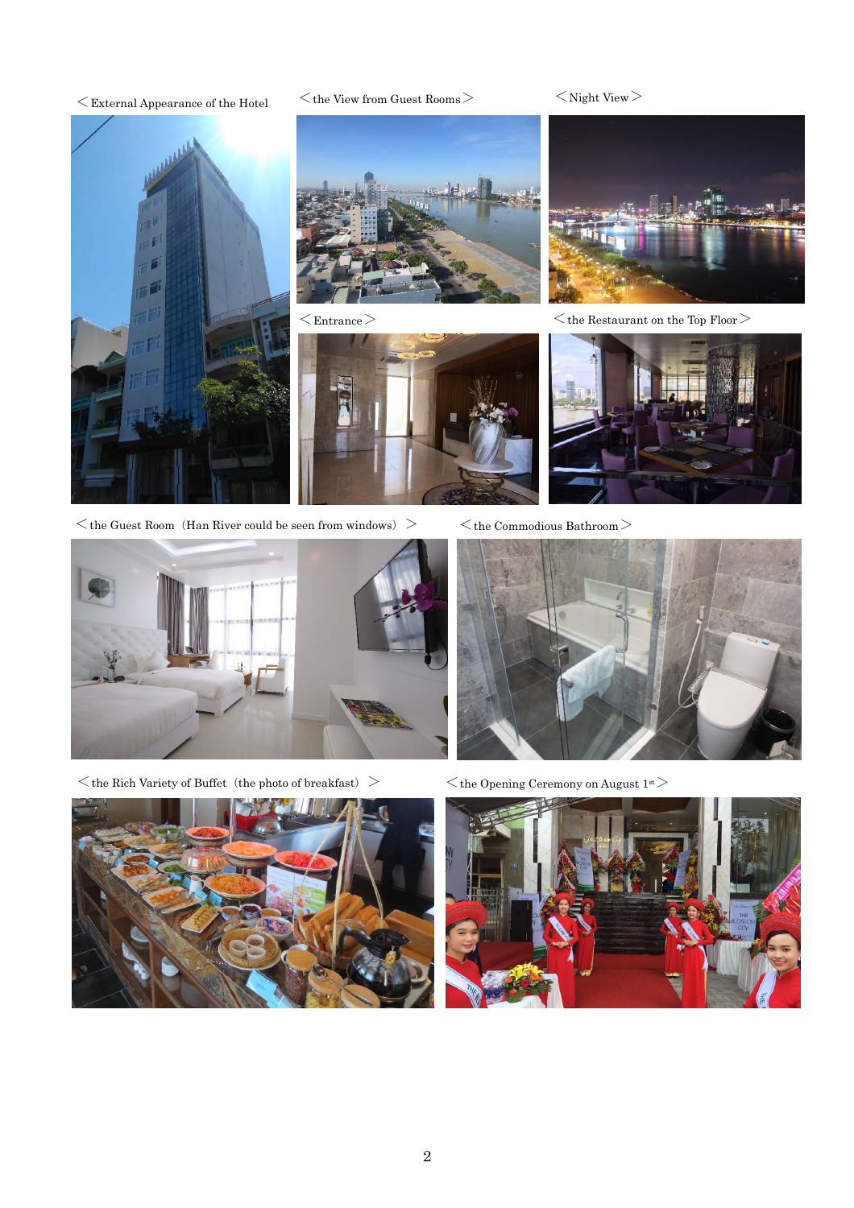＜External Appearance of the Hotel＞

＜the View from Guest Rooms＞

＜Night View＞

＜Entrance＞

＜the Restaurant on the Top Floor＞

＜the Guest Room（Han River could be seen from windows）＞

＜the Commodious Bathroom＞

＜the Rich Variety of Buffet（the photo of breakfast）＞

＜the Opening Ceremony on August 1st＞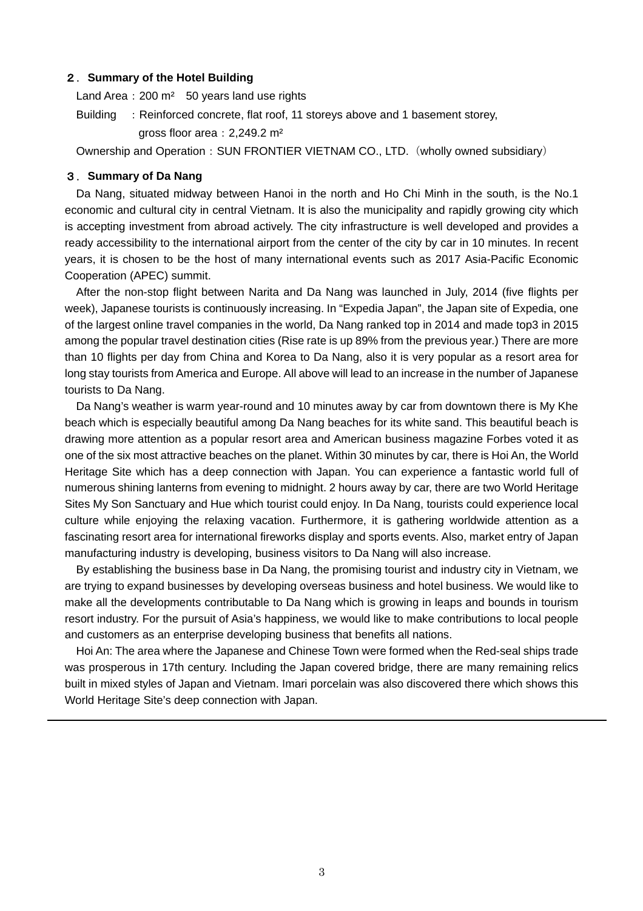## ２．Summary of the Hotel Building

Land Area：200 m²　50 years land use rights

Building　：Reinforced concrete, flat roof, 11 storeys above and 1 basement storey,

gross floor area：2,249.2 m²

Ownership and Operation：SUN FRONTIER VIETNAM CO., LTD.（wholly owned subsidiary）

## ３．Summary of Da Nang

Da Nang, situated midway between Hanoi in the north and Ho Chi Minh in the south, is the No.1 economic and cultural city in central Vietnam. It is also the municipality and rapidly growing city which is accepting investment from abroad actively. The city infrastructure is well developed and provides a ready accessibility to the international airport from the center of the city by car in 10 minutes. In recent years, it is chosen to be the host of many international events such as 2017 Asia-Pacific Economic Cooperation (APEC) summit.

After the non-stop flight between Narita and Da Nang was launched in July, 2014 (five flights per week), Japanese tourists is continuously increasing. In "Expedia Japan", the Japan site of Expedia, one of the largest online travel companies in the world, Da Nang ranked top in 2014 and made top3 in 2015 among the popular travel destination cities (Rise rate is up 89% from the previous year.) There are more than 10 flights per day from China and Korea to Da Nang, also it is very popular as a resort area for long stay tourists from America and Europe. All above will lead to an increase in the number of Japanese tourists to Da Nang.

Da Nang's weather is warm year-round and 10 minutes away by car from downtown there is My Khe beach which is especially beautiful among Da Nang beaches for its white sand. This beautiful beach is drawing more attention as a popular resort area and American business magazine Forbes voted it as one of the six most attractive beaches on the planet. Within 30 minutes by car, there is Hoi An, the World Heritage Site which has a deep connection with Japan. You can experience a fantastic world full of numerous shining lanterns from evening to midnight. 2 hours away by car, there are two World Heritage Sites My Son Sanctuary and Hue which tourist could enjoy. In Da Nang, tourists could experience local culture while enjoying the relaxing vacation. Furthermore, it is gathering worldwide attention as a fascinating resort area for international fireworks display and sports events. Also, market entry of Japan manufacturing industry is developing, business visitors to Da Nang will also increase.

By establishing the business base in Da Nang, the promising tourist and industry city in Vietnam, we are trying to expand businesses by developing overseas business and hotel business. We would like to make all the developments contributable to Da Nang which is growing in leaps and bounds in tourism resort industry. For the pursuit of Asia's happiness, we would like to make contributions to local people and customers as an enterprise developing business that benefits all nations.

Hoi An: The area where the Japanese and Chinese Town were formed when the Red-seal ships trade was prosperous in 17th century. Including the Japan covered bridge, there are many remaining relics built in mixed styles of Japan and Vietnam. Imari porcelain was also discovered there which shows this World Heritage Site's deep connection with Japan.